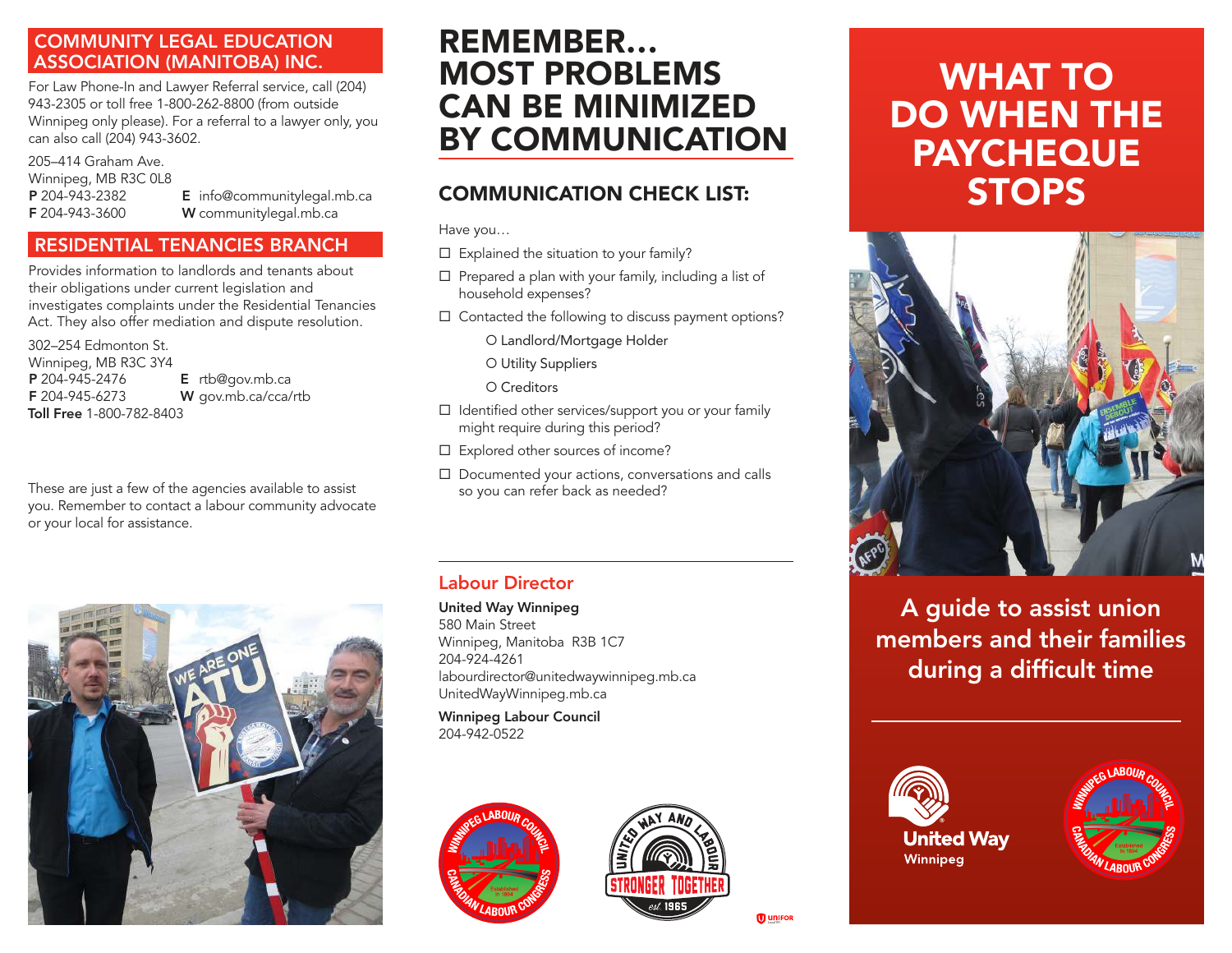## COMMUNITY LEGAL EDUCATION ASSOCIATION (MANITOBA) INC.

For Law Phone-In and Lawyer Referral service, call (204) 943-2305 or toll free 1-800-262-8800 (from outside Winnipeg only please). For a referral to a lawyer only, you can also call (204) 943-3602.

205–414 Graham Ave.
Winnipeg, MB R3C 0L8
**P** 204-943-2382
**F** 204-943-3600
**E** info@communitylegal.mb.ca
**W** communitylegal.mb.ca

## RESIDENTIAL TENANCIES BRANCH

Provides information to landlords and tenants about their obligations under current legislation and investigates complaints under the Residential Tenancies Act. They also offer mediation and dispute resolution.

302–254 Edmonton St.
Winnipeg, MB R3C 3Y4
**P** 204-945-2476
**F** 204-945-6273
**E** rtb@gov.mb.ca
**W** gov.mb.ca/cca/rtb
**Toll Free** 1-800-782-8403

These are just a few of the agencies available to assist you. Remember to contact a labour community advocate or your local for assistance.

# REMEMBER... MOST PROBLEMS CAN BE MINIMIZED BY COMMUNICATION

## COMMUNICATION CHECK LIST:

Have you…

- ☐ Explained the situation to your family?
- ☐ Prepared a plan with your family, including a list of household expenses?
- ☐ Contacted the following to discuss payment options?
  - O Landlord/Mortgage Holder
  - O Utility Suppliers
  - O Creditors
- ☐ Identified other services/support you or your family might require during this period?
- ☐ Explored other sources of income?
- ☐ Documented your actions, conversations and calls so you can refer back as needed?

### Labour Director

**United Way Winnipeg**
580 Main Street
Winnipeg, Manitoba R3B 1C7
204-924-4261
labourdirector@unitedwaywinnipeg.mb.ca
UnitedWayWinnipeg.mb.ca

**Winnipeg Labour Council**
204-942-0522

# WHAT TO DO WHEN THE PAYCHEQUE STOPS

## A guide to assist union members and their families during a difficult time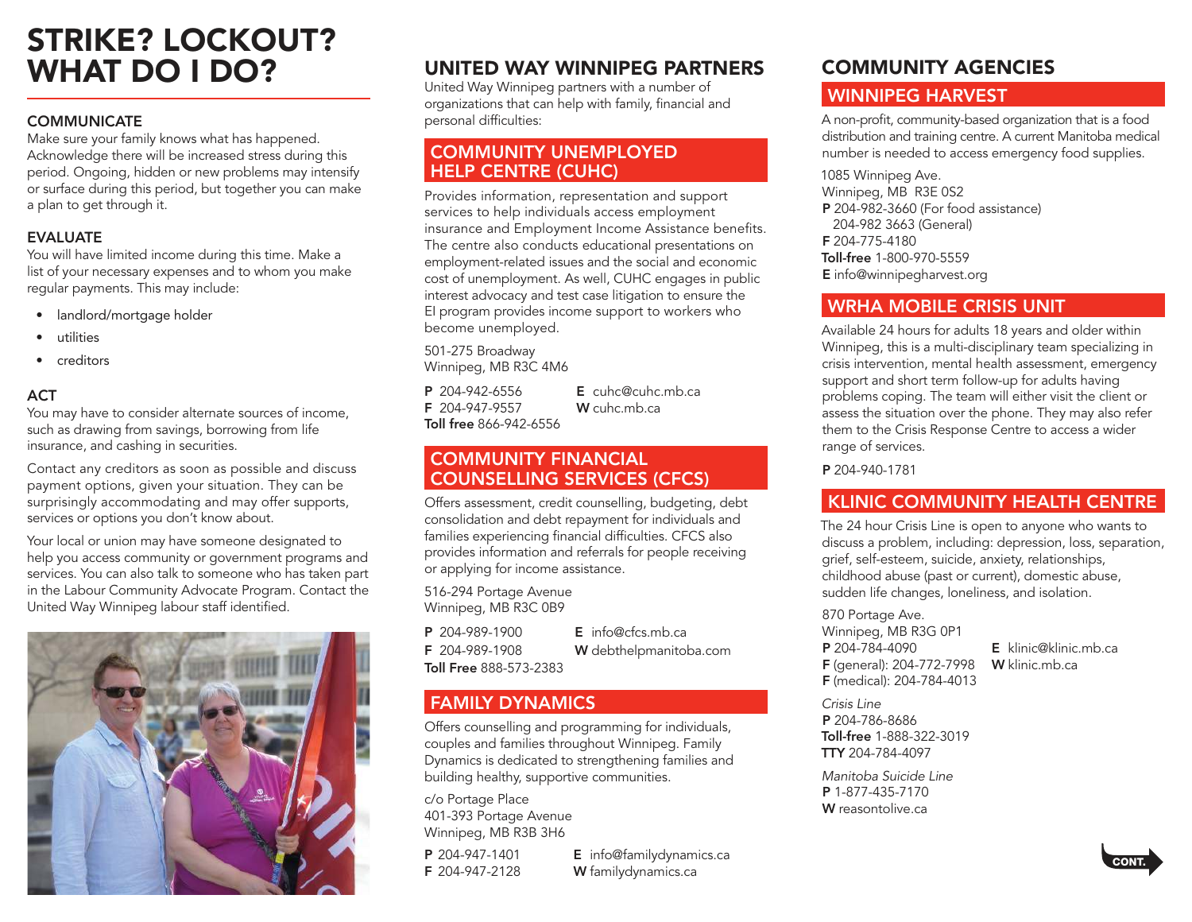# STRIKE? LOCKOUT? WHAT DO I DO?

### COMMUNICATE

Make sure your family knows what has happened. Acknowledge there will be increased stress during this period. Ongoing, hidden or new problems may intensify or surface during this period, but together you can make a plan to get through it.

### EVALUATE

You will have limited income during this time. Make a list of your necessary expenses and to whom you make regular payments. This may include:

- landlord/mortgage holder
- utilities
- creditors

### ACT

You may have to consider alternate sources of income, such as drawing from savings, borrowing from life insurance, and cashing in securities.

Contact any creditors as soon as possible and discuss payment options, given your situation. They can be surprisingly accommodating and may offer supports, services or options you don't know about.

Your local or union may have someone designated to help you access community or government programs and services. You can also talk to someone who has taken part in the Labour Community Advocate Program. Contact the United Way Winnipeg labour staff identified.

## UNITED WAY WINNIPEG PARTNERS

United Way Winnipeg partners with a number of organizations that can help with family, financial and personal difficulties:

### COMMUNITY UNEMPLOYED HELP CENTRE (CUHC)

Provides information, representation and support services to help individuals access employment insurance and Employment Income Assistance benefits. The centre also conducts educational presentations on employment-related issues and the social and economic cost of unemployment. As well, CUHC engages in public interest advocacy and test case litigation to ensure the EI program provides income support to workers who become unemployed.

501-275 Broadway
Winnipeg, MB R3C 4M6

**P** 204-942-6556
**F** 204-947-9557
**Toll free** 866-942-6556
**E** cuhc@cuhc.mb.ca
**W** cuhc.mb.ca

### COMMUNITY FINANCIAL COUNSELLING SERVICES (CFCS)

Offers assessment, credit counselling, budgeting, debt consolidation and debt repayment for individuals and families experiencing financial difficulties. CFCS also provides information and referrals for people receiving or applying for income assistance.

516-294 Portage Avenue
Winnipeg, MB R3C 0B9

**P** 204-989-1900
**F** 204-989-1908
**Toll Free** 888-573-2383
**E** info@cfcs.mb.ca
**W** debthelpmanitoba.com

### FAMILY DYNAMICS

Offers counselling and programming for individuals, couples and families throughout Winnipeg. Family Dynamics is dedicated to strengthening families and building healthy, supportive communities.

c/o Portage Place
401-393 Portage Avenue
Winnipeg, MB R3B 3H6

**P** 204-947-1401
**F** 204-947-2128
**E** info@familydynamics.ca
**W** familydynamics.ca

## COMMUNITY AGENCIES

### WINNIPEG HARVEST

A non-profit, community-based organization that is a food distribution and training centre. A current Manitoba medical number is needed to access emergency food supplies.

1085 Winnipeg Ave.
Winnipeg, MB R3E 0S2
**P** 204-982-3660 (For food assistance)
204-982 3663 (General)
**F** 204-775-4180
**Toll-free** 1-800-970-5559
**E** info@winnipegharvest.org

### WRHA MOBILE CRISIS UNIT

Available 24 hours for adults 18 years and older within Winnipeg, this is a multi-disciplinary team specializing in crisis intervention, mental health assessment, emergency support and short term follow-up for adults having problems coping. The team will either visit the client or assess the situation over the phone. They may also refer them to the Crisis Response Centre to access a wider range of services.

**P** 204-940-1781

### KLINIC COMMUNITY HEALTH CENTRE

The 24 hour Crisis Line is open to anyone who wants to discuss a problem, including: depression, loss, separation, grief, self-esteem, suicide, anxiety, relationships, childhood abuse (past or current), domestic abuse, sudden life changes, loneliness, and isolation.

870 Portage Ave.
Winnipeg, MB R3G 0P1
**P** 204-784-4090
**F** (general): 204-772-7998
**F** (medical): 204-784-4013
**E** klinic@klinic.mb.ca
**W** klinic.mb.ca

*Crisis Line*
**P** 204-786-8686
**Toll-free** 1-888-322-3019
**TTY** 204-784-4097

*Manitoba Suicide Line*
**P** 1-877-435-7170
**W** reasontolive.ca

CONT.